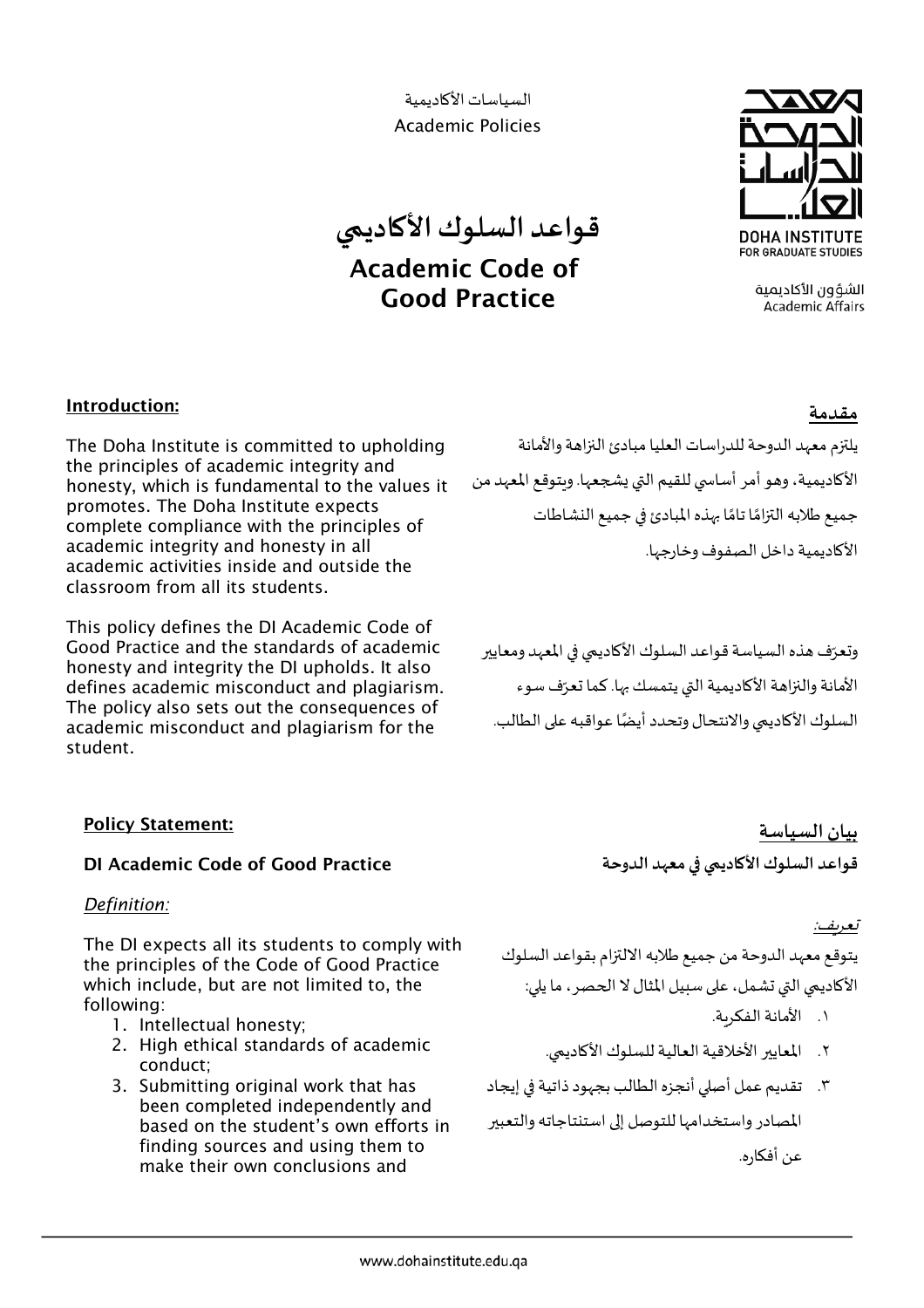السياسات الأكاديمية
Academic Policies

DOHA INSTITUTE FOR GRADUATE STUDIES

الشؤون الأكاديمية
Academic Affairs

# قواعد السلوك الأكاديمي
# Academic Code of Good Practice

## Introduction:

The Doha Institute is committed to upholding the principles of academic integrity and honesty, which is fundamental to the values it promotes. The Doha Institute expects complete compliance with the principles of academic integrity and honesty in all academic activities inside and outside the classroom from all its students.

This policy defines the DI Academic Code of Good Practice and the standards of academic honesty and integrity the DI upholds. It also defines academic misconduct and plagiarism. The policy also sets out the consequences of academic misconduct and plagiarism for the student.

## مقدمة

يلتزم معهد الدوحة للدراسات العليا مبادئ النزاهة والأمانة الأكاديمية، وهو أمر أساسي للقيم التي يشجعها. ويتوقع المعهد من جميع طلابه التزامًا تامًا بهذه المبادئ في جميع النشاطات الأكاديمية داخل الصفوف وخارجها.

وتعرّف هذه السياسة قواعد السلوك الأكاديمي في المعهد ومعايير الأمانة والنزاهة الأكاديمية التي يتمسك بها. كما تعرّف سوء السلوك الأكاديمي والانتحال وتحدد أيضًا عواقبه على الطالب.

## Policy Statement:

### DI Academic Code of Good Practice

*Definition:*

The DI expects all its students to comply with the principles of the Code of Good Practice which include, but are not limited to, the following:

1. Intellectual honesty;
2. High ethical standards of academic conduct;
3. Submitting original work that has been completed independently and based on the student's own efforts in finding sources and using them to make their own conclusions and

## بيان السياسة

### قواعد السلوك الأكاديمي في معهد الدوحة

*تعريف:*

يتوقع معهد الدوحة من جميع طلابه الالتزام بقواعد السلوك الأكاديمي التي تشمل، على سبيل المثال لا الحصر، ما يلي:

١. الأمانة الفكرية.
٢. المعايير الأخلاقية العالية للسلوك الأكاديمي.
٣. تقديم عمل أصلي أنجزه الطالب بجهود ذاتية في إيجاد المصادر واستخدامها للتوصل إلى استنتاجاته والتعبير عن أفكاره.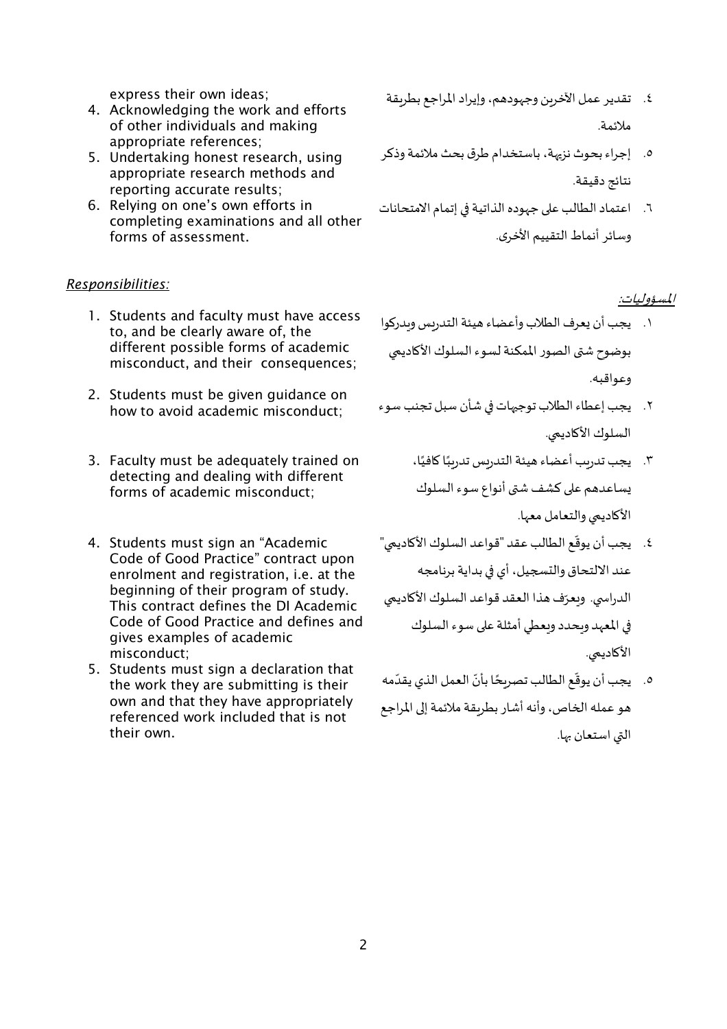express their own ideas;

4. Acknowledging the work and efforts of other individuals and making appropriate references;
5. Undertaking honest research, using appropriate research methods and reporting accurate results;
6. Relying on one's own efforts in completing examinations and all other forms of assessment.

٤. تقدير عمل الآخرين وجهودهم، وإيراد المراجع بطريقة ملائمة.

٥. إجراء بحوث نزيهة، باستخدام طرق بحث ملائمة وذكر نتائج دقيقة.

٦. اعتماد الطالب على جهوده الذاتية في إتمام الامتحانات وسائر أنماط التقييم الأخرى.

*Responsibilities:*

1. Students and faculty must have access to, and be clearly aware of, the different possible forms of academic misconduct, and their consequences;
2. Students must be given guidance on how to avoid academic misconduct;
3. Faculty must be adequately trained on detecting and dealing with different forms of academic misconduct;
4. Students must sign an "Academic Code of Good Practice" contract upon enrolment and registration, i.e. at the beginning of their program of study. This contract defines the DI Academic Code of Good Practice and defines and gives examples of academic misconduct;
5. Students must sign a declaration that the work they are submitting is their own and that they have appropriately referenced work included that is not their own.

*المسؤوليات:*

١. يجب أن يعرف الطلاب وأعضاء هيئة التدريس ويدركوا بوضوح شتى الصور الممكنة لسوء السلوك الأكاديمي وعواقبه.

٢. يجب إعطاء الطلاب توجيهات في شأن سبل تجنب سوء السلوك الأكاديمي.

٣. يجب تدريب أعضاء هيئة التدريس تدريبًا كافيًا، يساعدهم على كشف شتى أنواع سوء السلوك الأكاديمي والتعامل معها.

٤. يجب أن يوقّع الطالب عقد "قواعد السلوك الأكاديمي" عند الالتحاق والتسجيل، أي في بداية برنامجه الدراسي. ويعرّف هذا العقد قواعد السلوك الأكاديمي في المعهد ويحدد ويعطي أمثلة على سوء السلوك الأكاديمي.

٥. يجب أن يوقّع الطالب تصريحًا بأنّ العمل الذي يقدّمه هو عمله الخاص، وأنه أشار بطريقة ملائمة إلى المراجع التي استعان بها.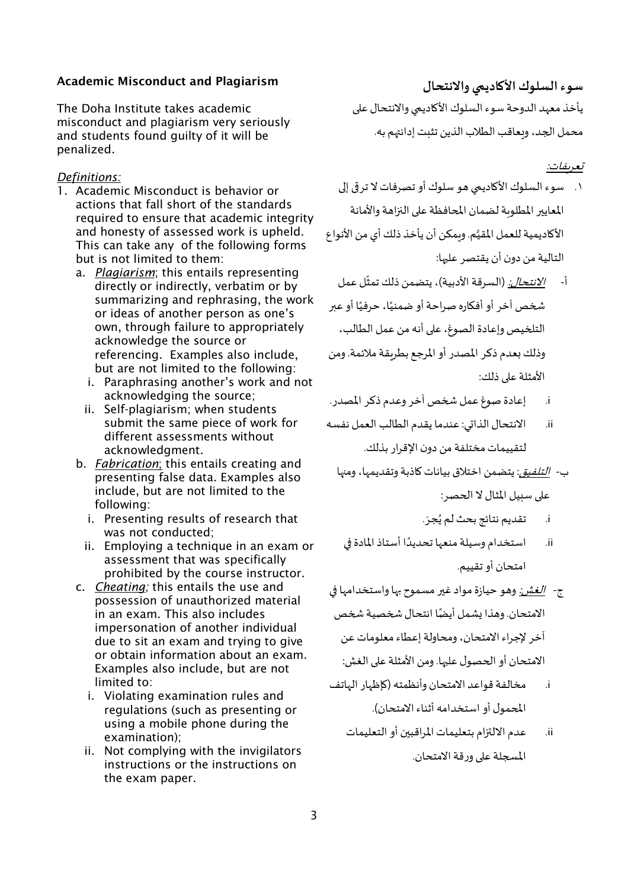## Academic Misconduct and Plagiarism

The Doha Institute takes academic misconduct and plagiarism very seriously and students found guilty of it will be penalized.

*Definitions:*

1. Academic Misconduct is behavior or actions that fall short of the standards required to ensure that academic integrity and honesty of assessed work is upheld. This can take any of the following forms but is not limited to them:
   a. *Plagiarism*; this entails representing directly or indirectly, verbatim or by summarizing and rephrasing, the work or ideas of another person as one's own, through failure to appropriately acknowledge the source or referencing. Examples also include, but are not limited to the following:
      i. Paraphrasing another's work and not acknowledging the source;
      ii. Self-plagiarism; when students submit the same piece of work for different assessments without acknowledgment.
   b. *Fabrication*; this entails creating and presenting false data. Examples also include, but are not limited to the following:
      i. Presenting results of research that was not conducted;
      ii. Employing a technique in an exam or assessment that was specifically prohibited by the course instructor.
   c. *Cheating;* this entails the use and possession of unauthorized material in an exam. This also includes impersonation of another individual due to sit an exam and trying to give or obtain information about an exam. Examples also include, but are not limited to:
      i. Violating examination rules and regulations (such as presenting or using a mobile phone during the examination);
      ii. Not complying with the invigilators instructions or the instructions on the exam paper.

## سوء السلوك الأكاديمي والانتحال

يأخذ معهد الدوحة سوء السلوك الأكاديمي والانتحال على محمل الجد، ويعاقب الطلاب الذين تثبت إدانتهم به.

*تعريفات:*

١. سوء السلوك الأكاديمي هو سلوك أو تصرفات لا ترقى إلى المعايير المطلوبة لضمان المحافظة على النزاهة والأمانة الأكاديمية للعمل المقيَّم. ويمكن أن يأخذ ذلك أي من الأنواع التالية من دون أن يقتصر عليها:
   أ- *الانتحال:* (السرقة الأدبية)، يتضمن ذلك تمثّل عمل شخص آخر أو أفكاره صراحة أو ضمنيًا، حرفيًا أو عبر التلخيص وإعادة الصوغ، على أنه من عمل الطالب، وذلك بعدم ذكر المصدر أو المرجع بطريقة ملائمة. ومن الأمثلة على ذلك:
      i. إعادة صوغ عمل شخص آخر وعدم ذكر المصدر.
      ii. الانتحال الذاتي: عندما يقدم الطالب العمل نفسه لتقييمات مختلفة من دون الإقرار بذلك.
   ب- *التلفيق*: يتضمن اختلاق بيانات كاذبة وتقديمها، ومنها على سبيل المثال لا الحصر:
      i. تقديم نتائج بحث لم يُجرَ.
      ii. استخدام وسيلة منعها تحديدًا أستاذ المادة في امتحان أو تقييم.
   ج- *الغش:* وهو حيازة مواد غير مسموح بها واستخدامها في الامتحان. وهذا يشمل أيضًا انتحال شخصية شخص آخر لإجراء الامتحان، ومحاولة إعطاء معلومات عن الامتحان أو الحصول عليها. ومن الأمثلة على الغش:
      i. مخالفة قواعد الامتحان وأنظمته (كإظهار الهاتف المحمول أو استخدامه أثناء الامتحان).
      ii. عدم الالتزام بتعليمات المراقبين أو التعليمات المسجلة على ورقة الامتحان.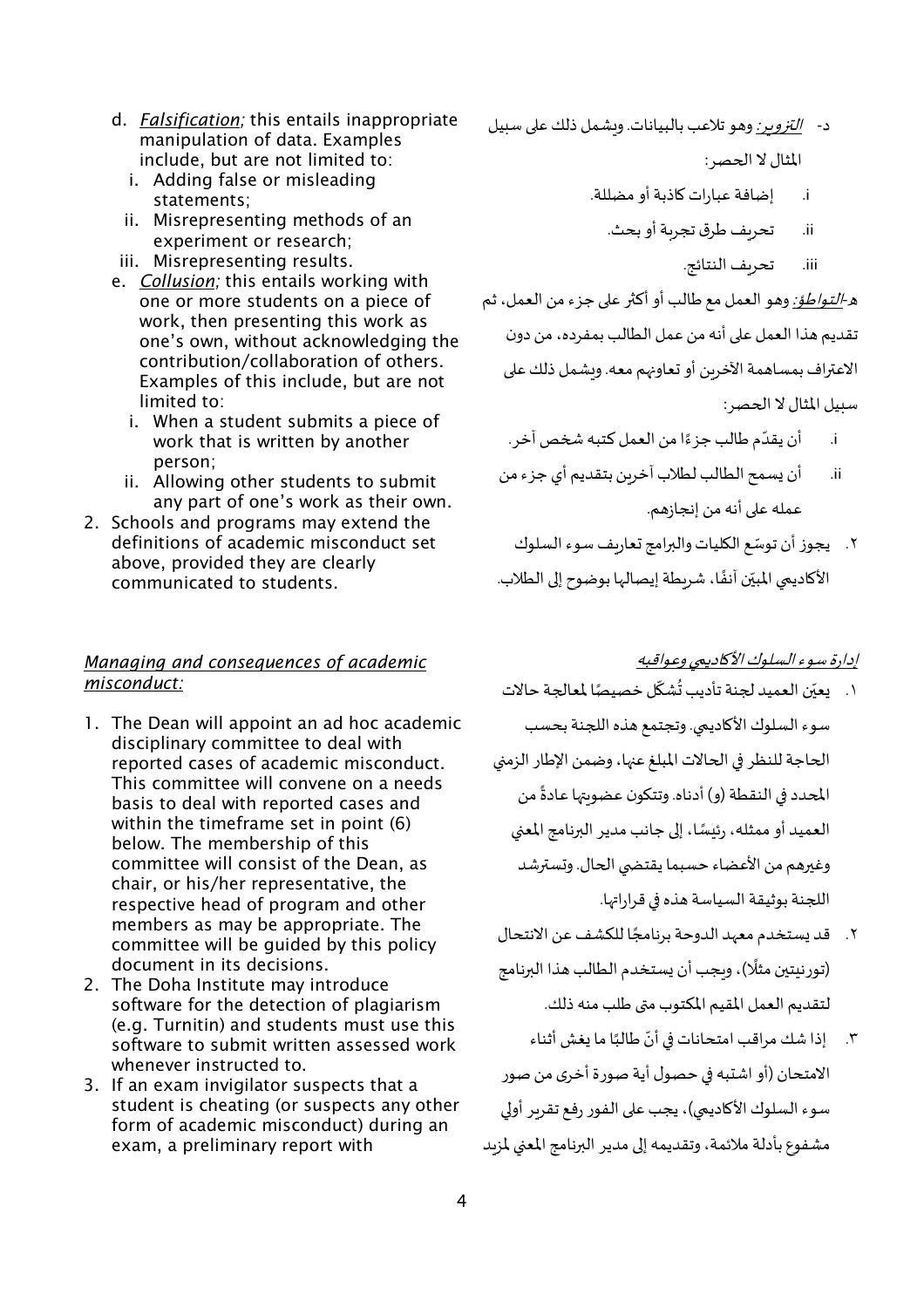d. *Falsification;* this entails inappropriate manipulation of data. Examples include, but are not limited to:
   i. Adding false or misleading statements;
   ii. Misrepresenting methods of an experiment or research;
   iii. Misrepresenting results.

e. *Collusion;* this entails working with one or more students on a piece of work, then presenting this work as one's own, without acknowledging the contribution/collaboration of others. Examples of this include, but are not limited to:
   i. When a student submits a piece of work that is written by another person;
   ii. Allowing other students to submit any part of one's work as their own.

2. Schools and programs may extend the definitions of academic misconduct set above, provided they are clearly communicated to students.

د- *التزوير:* وهو تلاعب بالبيانات. ويشمل ذلك على سبيل المثال لا الحصر:
   i. إضافة عبارات كاذبة أو مضللة.
   ii. تحريف طرق تجربة أو بحث.
   iii. تحريف النتائج.

هـ-*التواطؤ:* وهو العمل مع طالب أو أكثر على جزء من العمل، ثم تقديم هذا العمل على أنه من عمل الطالب بمفرده، من دون الاعتراف بمساهمة الآخرين أو تعاونهم معه. ويشمل ذلك على سبيل المثال لا الحصر:
   i. أن يقدّم طالب جزءًا من العمل كتبه شخص آخر.
   ii. أن يسمح الطالب لطلاب آخرين بتقديم أي جزء من عمله على أنه من إنجازهم.

٢. يجوز أن توسّع الكليات والبرامج تعاريف سوء السلوك الأكاديمي المبيّن آنفًا، شريطة إيصالها بوضوح إلى الطلاب.

*Managing and consequences of academic misconduct:*

1. The Dean will appoint an ad hoc academic disciplinary committee to deal with reported cases of academic misconduct. This committee will convene on a needs basis to deal with reported cases and within the timeframe set in point (6) below. The membership of this committee will consist of the Dean, as chair, or his/her representative, the respective head of program and other members as may be appropriate. The committee will be guided by this policy document in its decisions.
2. The Doha Institute may introduce software for the detection of plagiarism (e.g. Turnitin) and students must use this software to submit written assessed work whenever instructed to.
3. If an exam invigilator suspects that a student is cheating (or suspects any other form of academic misconduct) during an exam, a preliminary report with

*إدارة سوء السلوك الأكاديمي وعواقبه*

١. يعيّن العميد لجنة تأديب تُشكّل خصيصًا لمعالجة حالات سوء السلوك الأكاديمي. وتجتمع هذه اللجنة بحسب الحاجة للنظر في الحالات المبلغ عنها، وضمن الإطار الزمني المحدد في النقطة (و) أدناه. وتتكون عضويتها عادةً من العميد أو ممثله، رئيسًا، إلى جانب مدير البرنامج المعني وغيرهم من الأعضاء حسبما يقتضي الحال. وتسترشد اللجنة بوثيقة السياسة هذه في قراراتها.

٢. قد يستخدم معهد الدوحة برنامجًا للكشف عن الانتحال (تورنيتين مثلًا)، ويجب أن يستخدم الطالب هذا البرنامج لتقديم العمل المقيم المكتوب متى طلب منه ذلك.

٣. إذا شك مراقب امتحانات في أنّ طالبًا ما يغش أثناء الامتحان (أو اشتبه في حصول أية صورة أخرى من صور سوء السلوك الأكاديمي)، يجب على الفور رفع تقرير أولي مشفوع بأدلة ملائمة، وتقديمه إلى مدير البرنامج المعني لمزيد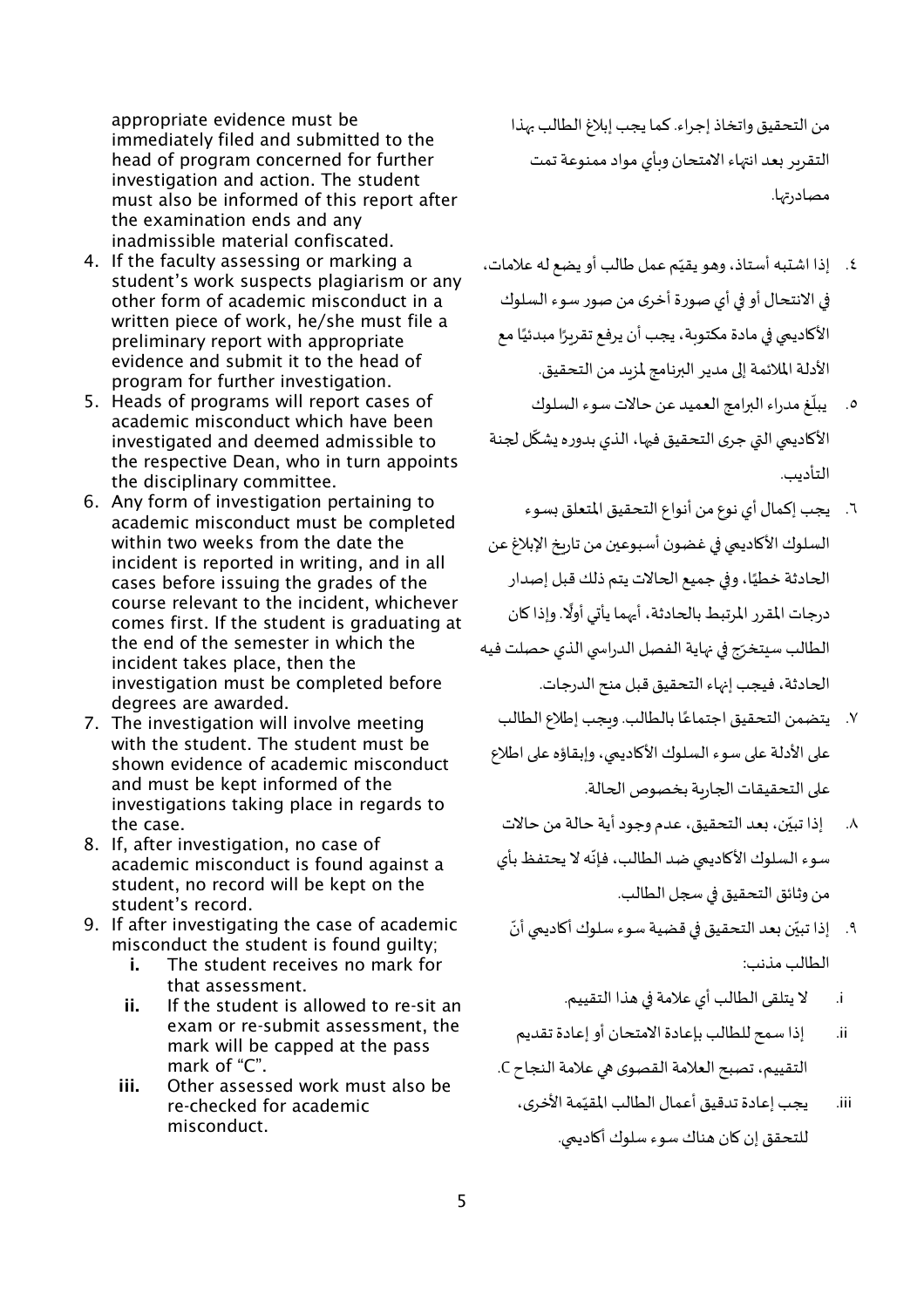appropriate evidence must be immediately filed and submitted to the head of program concerned for further investigation and action. The student must also be informed of this report after the examination ends and any inadmissible material confiscated.

4. If the faculty assessing or marking a student's work suspects plagiarism or any other form of academic misconduct in a written piece of work, he/she must file a preliminary report with appropriate evidence and submit it to the head of program for further investigation.
5. Heads of programs will report cases of academic misconduct which have been investigated and deemed admissible to the respective Dean, who in turn appoints the disciplinary committee.
6. Any form of investigation pertaining to academic misconduct must be completed within two weeks from the date the incident is reported in writing, and in all cases before issuing the grades of the course relevant to the incident, whichever comes first. If the student is graduating at the end of the semester in which the incident takes place, then the investigation must be completed before degrees are awarded.
7. The investigation will involve meeting with the student. The student must be shown evidence of academic misconduct and must be kept informed of the investigations taking place in regards to the case.
8. If, after investigation, no case of academic misconduct is found against a student, no record will be kept on the student's record.
9. If after investigating the case of academic misconduct the student is found guilty;
   - **i.** The student receives no mark for that assessment.
   - **ii.** If the student is allowed to re-sit an exam or re-submit assessment, the mark will be capped at the pass mark of "C".
   - **iii.** Other assessed work must also be re-checked for academic misconduct.

من التحقيق واتخاذ إجراء. كما يجب إبلاغ الطالب بهذا التقرير بعد انتهاء الامتحان وبأي مواد ممنوعة تمت مصادرتها.

٤. إذا اشتبه أستاذ، وهو يقيّم عمل طالب أو يضع له علامات، في الانتحال أو في أي صورة أخرى من صور سوء السلوك الأكاديمي في مادة مكتوبة، يجب أن يرفع تقريرًا مبدئيًا مع الأدلة الملائمة إلى مدير البرنامج لمزيد من التحقيق.

٥. يبلّغ مدراء البرامج العميد عن حالات سوء السلوك الأكاديمي التي جرى التحقيق فيها، الذي بدوره يشكّل لجنة التأديب.

٦. يجب إكمال أي نوع من أنواع التحقيق المتعلق بسوء السلوك الأكاديمي في غضون أسبوعين من تاريخ الإبلاغ عن الحادثة خطيًا، وفي جميع الحالات يتم ذلك قبل إصدار درجات المقرر المرتبط بالحادثة، أيهما يأتي أولًا. وإذا كان الطالب سيتخرّج في نهاية الفصل الدراسي الذي حصلت فيه الحادثة، فيجب إنهاء التحقيق قبل منح الدرجات.

٧. يتضمن التحقيق اجتماعًا بالطالب. ويجب إطلاع الطالب على الأدلة على سوء السلوك الأكاديمي، وإبقاؤه على اطلاع على التحقيقات الجارية بخصوص الحالة.

٨. إذا تبيّن، بعد التحقيق، عدم وجود أية حالة من حالات سوء السلوك الأكاديمي ضد الطالب، فإنّه لا يحتفظ بأي من وثائق التحقيق في سجل الطالب.

٩. إذا تبيّن بعد التحقيق في قضية سوء سلوك أكاديمي أنّ الطالب مذنب:

   - i. لا يتلقى الطالب أي علامة في هذا التقييم.
   - ii. إذا سمح للطالب بإعادة الامتحان أو إعادة تقديم التقييم، تصبح العلامة القصوى هي علامة النجاح C.
   - iii. يجب إعادة تدقيق أعمال الطالب المقيّمة الأخرى، للتحقق إن كان هناك سوء سلوك أكاديمي.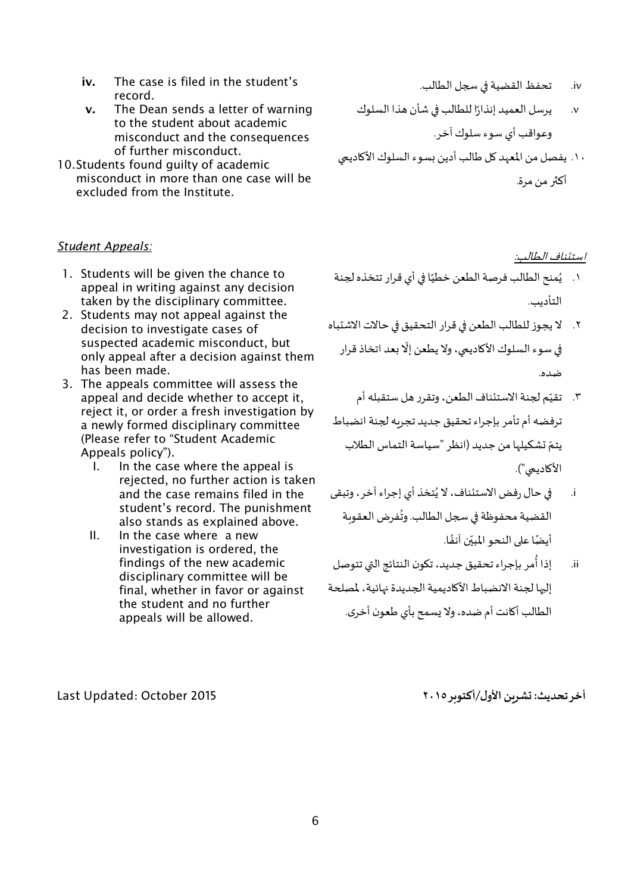iv. The case is filed in the student's record.

v. The Dean sends a letter of warning to the student about academic misconduct and the consequences of further misconduct.

10. Students found guilty of academic misconduct in more than one case will be excluded from the Institute.

iv. تحفظ القضية في سجل الطالب.

v. يرسل العميد إنذارًا للطالب في شأن هذا السلوك وعواقب أي سوء سلوك آخر.

١٠. يفصل من المعهد كل طالب أدين بسوء السلوك الأكاديمي أكثر من مرة.

*Student Appeals:*

1. Students will be given the chance to appeal in writing against any decision taken by the disciplinary committee.
2. Students may not appeal against the decision to investigate cases of suspected academic misconduct, but only appeal after a decision against them has been made.
3. The appeals committee will assess the appeal and decide whether to accept it, reject it, or order a fresh investigation by a newly formed disciplinary committee (Please refer to "Student Academic Appeals policy").
   I. In the case where the appeal is rejected, no further action is taken and the case remains filed in the student's record. The punishment also stands as explained above.
   II. In the case where a new investigation is ordered, the findings of the new academic disciplinary committee will be final, whether in favor or against the student and no further appeals will be allowed.

*استئناف الطالب:*

١. يُمنح الطالب فرصة الطعن خطيًا في أي قرار تتخذه لجنة التأديب.

٢. لا يجوز للطالب الطعن في قرار التحقيق في حالات الاشتباه في سوء السلوك الأكاديمي، ولا يطعن إلّا بعد اتخاذ قرار ضده.

٣. تقيّم لجنة الاستئناف الطعن، وتقرر هل ستقبله أم ترفضه أم تأمر بإجراء تحقيق جديد تجريه لجنة انضباط يتمّ تشكيلها من جديد (انظر "سياسة التماس الطلاب الأكاديمي").

i. في حال رفض الاستئناف، لا يُتخذ أي إجراء آخر، وتبقى القضية محفوظة في سجل الطالب. وتُفرض العقوبة أيضًا على النحو المبيّن آنفًا.

ii. إذا أُمر بإجراء تحقيق جديد، تكون النتائج التي تتوصل إليها لجنة الانضباط الأكاديمية الجديدة نهائية، لمصلحة الطالب أكانت أم ضده، ولا يسمح بأي طعون أخرى.

Last Updated: October 2015

**أخر تحديث: تشرين الأول/أكتوبر ٢٠١٥**